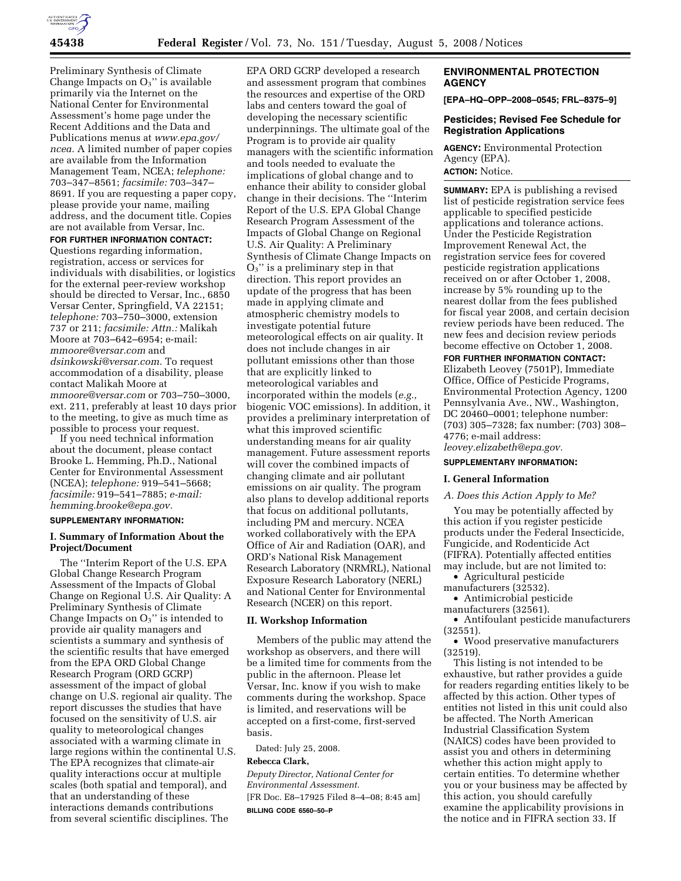Preliminary Synthesis of Climate Change Impacts on $O_3$'' is available primarily via the Internet on the National Center for Environmental Assessment's home page under the Recent Additions and the Data and Publications menus at *www.epa.gov/ncea.* A limited number of paper copies are available from the Information Management Team, NCEA; *telephone:* 703–347–8561; *facsimile:* 703–347–8691. If you are requesting a paper copy, please provide your name, mailing address, and the document title. Copies are not available from Versar, Inc.

**FOR FURTHER INFORMATION CONTACT:** Questions regarding information, registration, access or services for individuals with disabilities, or logistics for the external peer-review workshop should be directed to Versar, Inc., 6850 Versar Center, Springfield, VA 22151; *telephone:* 703–750–3000, extension 737 or 211; *facsimile: Attn.:* Malikah Moore at 703–642–6954; e-mail: *mmoore@versar.com* and *dsinkowski@versar.com.* To request accommodation of a disability, please contact Malikah Moore at *mmoore@versar.com* or 703–750–3000, ext. 211, preferably at least 10 days prior to the meeting, to give as much time as possible to process your request.

If you need technical information about the document, please contact Brooke L. Hemming, Ph.D., National Center for Environmental Assessment (NCEA); *telephone:* 919–541–5668; *facsimile:* 919–541–7885; *e-mail: hemming.brooke@epa.gov.*

**SUPPLEMENTARY INFORMATION:**

## I. Summary of Information About the Project/Document

The ''Interim Report of the U.S. EPA Global Change Research Program Assessment of the Impacts of Global Change on Regional U.S. Air Quality: A Preliminary Synthesis of Climate Change Impacts on $O_3$'' is intended to provide air quality managers and scientists a summary and synthesis of the scientific results that have emerged from the EPA ORD Global Change Research Program (ORD GCRP) assessment of the impact of global change on U.S. regional air quality. The report discusses the studies that have focused on the sensitivity of U.S. air quality to meteorological changes associated with a warming climate in large regions within the continental U.S. The EPA recognizes that climate-air quality interactions occur at multiple scales (both spatial and temporal), and that an understanding of these interactions demands contributions from several scientific disciplines. The EPA ORD GCRP developed a research and assessment program that combines the resources and expertise of the ORD labs and centers toward the goal of developing the necessary scientific underpinnings. The ultimate goal of the Program is to provide air quality managers with the scientific information and tools needed to evaluate the implications of global change and to enhance their ability to consider global change in their decisions. The ''Interim Report of the U.S. EPA Global Change Research Program Assessment of the Impacts of Global Change on Regional U.S. Air Quality: A Preliminary Synthesis of Climate Change Impacts on $O_3$'' is a preliminary step in that direction. This report provides an update of the progress that has been made in applying climate and atmospheric chemistry models to investigate potential future meteorological effects on air quality. It does not include changes in air pollutant emissions other than those that are explicitly linked to meteorological variables and incorporated within the models (*e.g.*, biogenic VOC emissions). In addition, it provides a preliminary interpretation of what this improved scientific understanding means for air quality management. Future assessment reports will cover the combined impacts of changing climate and air pollutant emissions on air quality. The program also plans to develop additional reports that focus on additional pollutants, including PM and mercury. NCEA worked collaboratively with the EPA Office of Air and Radiation (OAR), and ORD's National Risk Management Research Laboratory (NRMRL), National Exposure Research Laboratory (NERL) and National Center for Environmental Research (NCER) on this report.

## II. Workshop Information

Members of the public may attend the workshop as observers, and there will be a limited time for comments from the public in the afternoon. Please let Versar, Inc. know if you wish to make comments during the workshop. Space is limited, and reservations will be accepted on a first-come, first-served basis.

Dated: July 25, 2008.

**Rebecca Clark,**

*Deputy Director, National Center for Environmental Assessment.*

[FR Doc. E8–17925 Filed 8–4–08; 8:45 am]

**BILLING CODE 6560–50–P**

---

**ENVIRONMENTAL PROTECTION AGENCY**

**[EPA–HQ–OPP–2008–0545; FRL–8375–9]**

## Pesticides; Revised Fee Schedule for Registration Applications

**AGENCY:** Environmental Protection Agency (EPA).

**ACTION:** Notice.

**SUMMARY:** EPA is publishing a revised list of pesticide registration service fees applicable to specified pesticide applications and tolerance actions. Under the Pesticide Registration Improvement Renewal Act, the registration service fees for covered pesticide registration applications received on or after October 1, 2008, increase by 5% rounding up to the nearest dollar from the fees published for fiscal year 2008, and certain decision review periods have been reduced. The new fees and decision review periods become effective on October 1, 2008.

**FOR FURTHER INFORMATION CONTACT:** Elizabeth Leovey (7501P), Immediate Office, Office of Pesticide Programs, Environmental Protection Agency, 1200 Pennsylvania Ave., NW., Washington, DC 20460–0001; telephone number: (703) 305–7328; fax number: (703) 308–4776; e-mail address: *leovey.elizabeth@epa.gov.*

**SUPPLEMENTARY INFORMATION:**

## I. General Information

### *A. Does this Action Apply to Me?*

You may be potentially affected by this action if you register pesticide products under the Federal Insecticide, Fungicide, and Rodenticide Act (FIFRA). Potentially affected entities may include, but are not limited to:

- Agricultural pesticide manufacturers (32532).
- Antimicrobial pesticide manufacturers (32561).
- Antifoulant pesticide manufacturers (32551).
- Wood preservative manufacturers (32519).

This listing is not intended to be exhaustive, but rather provides a guide for readers regarding entities likely to be affected by this action. Other types of entities not listed in this unit could also be affected. The North American Industrial Classification System (NAICS) codes have been provided to assist you and others in determining whether this action might apply to certain entities. To determine whether you or your business may be affected by this action, you should carefully examine the applicability provisions in the notice and in FIFRA section 33. If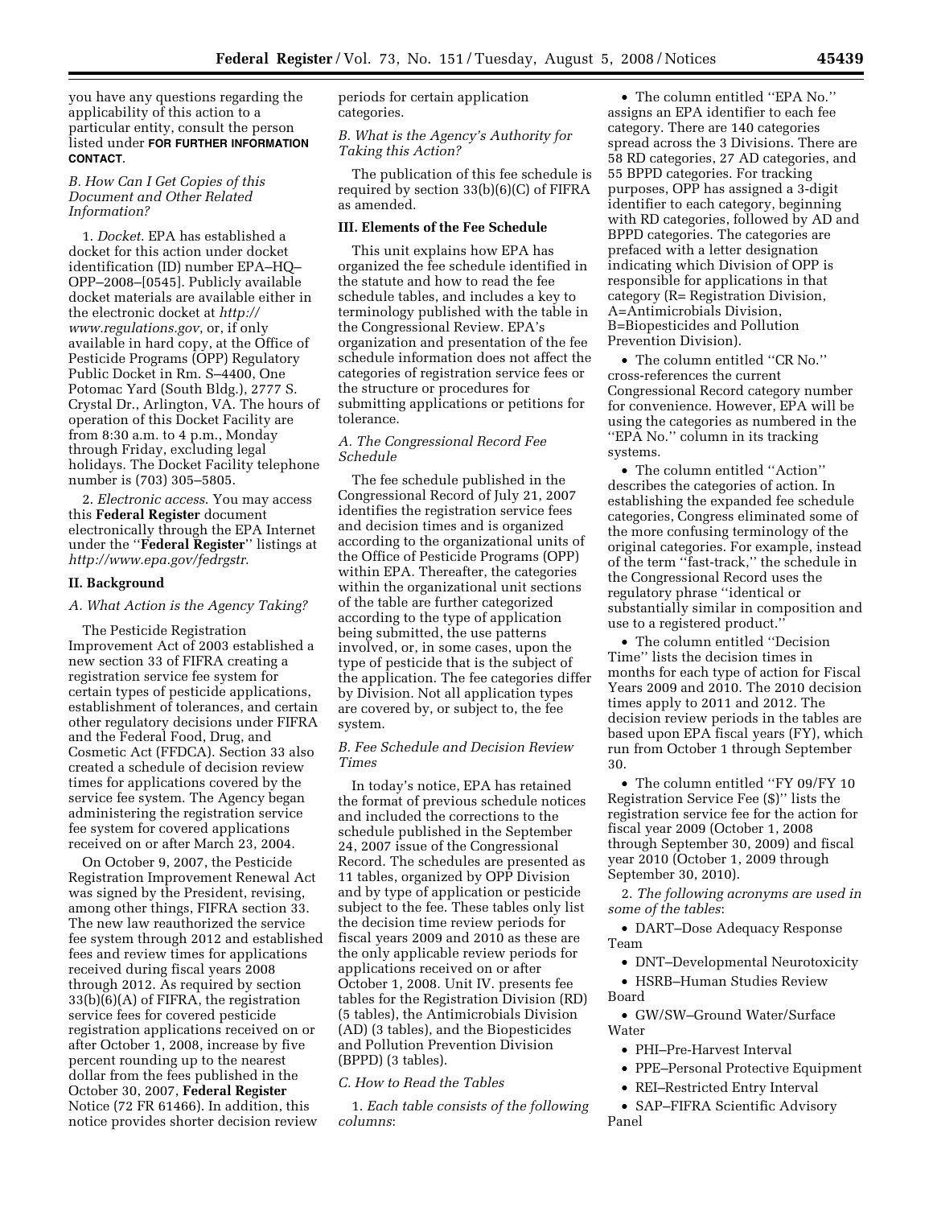you have any questions regarding the applicability of this action to a particular entity, consult the person listed under **FOR FURTHER INFORMATION CONTACT**.

*B. How Can I Get Copies of this Document and Other Related Information?*

1. *Docket*. EPA has established a docket for this action under docket identification (ID) number EPA–HQ–OPP–2008–[0545]. Publicly available docket materials are available either in the electronic docket at *http://www.regulations.gov*, or, if only available in hard copy, at the Office of Pesticide Programs (OPP) Regulatory Public Docket in Rm. S–4400, One Potomac Yard (South Bldg.), 2777 S. Crystal Dr., Arlington, VA. The hours of operation of this Docket Facility are from 8:30 a.m. to 4 p.m., Monday through Friday, excluding legal holidays. The Docket Facility telephone number is (703) 305–5805.

2. *Electronic access*. You may access this **Federal Register** document electronically through the EPA Internet under the ''**Federal Register**'' listings at *http://www.epa.gov/fedrgstr*.

## II. Background

*A. What Action is the Agency Taking?*

The Pesticide Registration Improvement Act of 2003 established a new section 33 of FIFRA creating a registration service fee system for certain types of pesticide applications, establishment of tolerances, and certain other regulatory decisions under FIFRA and the Federal Food, Drug, and Cosmetic Act (FFDCA). Section 33 also created a schedule of decision review times for applications covered by the service fee system. The Agency began administering the registration service fee system for covered applications received on or after March 23, 2004.

On October 9, 2007, the Pesticide Registration Improvement Renewal Act was signed by the President, revising, among other things, FIFRA section 33. The new law reauthorized the service fee system through 2012 and established fees and review times for applications received during fiscal years 2008 through 2012. As required by section 33(b)(6)(A) of FIFRA, the registration service fees for covered pesticide registration applications received on or after October 1, 2008, increase by five percent rounding up to the nearest dollar from the fees published in the October 30, 2007, **Federal Register** Notice (72 FR 61466). In addition, this notice provides shorter decision review periods for certain application categories.

*B. What is the Agency's Authority for Taking this Action?*

The publication of this fee schedule is required by section 33(b)(6)(C) of FIFRA as amended.

## III. Elements of the Fee Schedule

This unit explains how EPA has organized the fee schedule identified in the statute and how to read the fee schedule tables, and includes a key to terminology published with the table in the Congressional Review. EPA's organization and presentation of the fee schedule information does not affect the categories of registration service fees or the structure or procedures for submitting applications or petitions for tolerance.

*A. The Congressional Record Fee Schedule*

The fee schedule published in the Congressional Record of July 21, 2007 identifies the registration service fees and decision times and is organized according to the organizational units of the Office of Pesticide Programs (OPP) within EPA. Thereafter, the categories within the organizational unit sections of the table are further categorized according to the type of application being submitted, the use patterns involved, or, in some cases, upon the type of pesticide that is the subject of the application. The fee categories differ by Division. Not all application types are covered by, or subject to, the fee system.

*B. Fee Schedule and Decision Review Times*

In today's notice, EPA has retained the format of previous schedule notices and included the corrections to the schedule published in the September 24, 2007 issue of the Congressional Record. The schedules are presented as 11 tables, organized by OPP Division and by type of application or pesticide subject to the fee. These tables only list the decision time review periods for fiscal years 2009 and 2010 as these are the only applicable review periods for applications received on or after October 1, 2008. Unit IV. presents fee tables for the Registration Division (RD) (5 tables), the Antimicrobials Division (AD) (3 tables), and the Biopesticides and Pollution Prevention Division (BPPD) (3 tables).

*C. How to Read the Tables*

1. *Each table consists of the following columns*:

- The column entitled ''EPA No.'' assigns an EPA identifier to each fee category. There are 140 categories spread across the 3 Divisions. There are 58 RD categories, 27 AD categories, and 55 BPPD categories. For tracking purposes, OPP has assigned a 3-digit identifier to each category, beginning with RD categories, followed by AD and BPPD categories. The categories are prefaced with a letter designation indicating which Division of OPP is responsible for applications in that category (R= Registration Division, A=Antimicrobials Division, B=Biopesticides and Pollution Prevention Division).
- The column entitled ''CR No.'' cross-references the current Congressional Record category number for convenience. However, EPA will be using the categories as numbered in the ''EPA No.'' column in its tracking systems.
- The column entitled ''Action'' describes the categories of action. In establishing the expanded fee schedule categories, Congress eliminated some of the more confusing terminology of the original categories. For example, instead of the term ''fast-track,'' the schedule in the Congressional Record uses the regulatory phrase ''identical or substantially similar in composition and use to a registered product.''
- The column entitled ''Decision Time'' lists the decision times in months for each type of action for Fiscal Years 2009 and 2010. The 2010 decision times apply to 2011 and 2012. The decision review periods in the tables are based upon EPA fiscal years (FY), which run from October 1 through September 30.
- The column entitled ''FY 09/FY 10 Registration Service Fee ($)'' lists the registration service fee for the action for fiscal year 2009 (October 1, 2008 through September 30, 2009) and fiscal year 2010 (October 1, 2009 through September 30, 2010).

2. *The following acronyms are used in some of the tables*:

- DART–Dose Adequacy Response Team
- DNT–Developmental Neurotoxicity
- HSRB–Human Studies Review Board
- GW/SW–Ground Water/Surface Water
- PHI–Pre-Harvest Interval
- PPE–Personal Protective Equipment
- REI–Restricted Entry Interval
- SAP–FIFRA Scientific Advisory Panel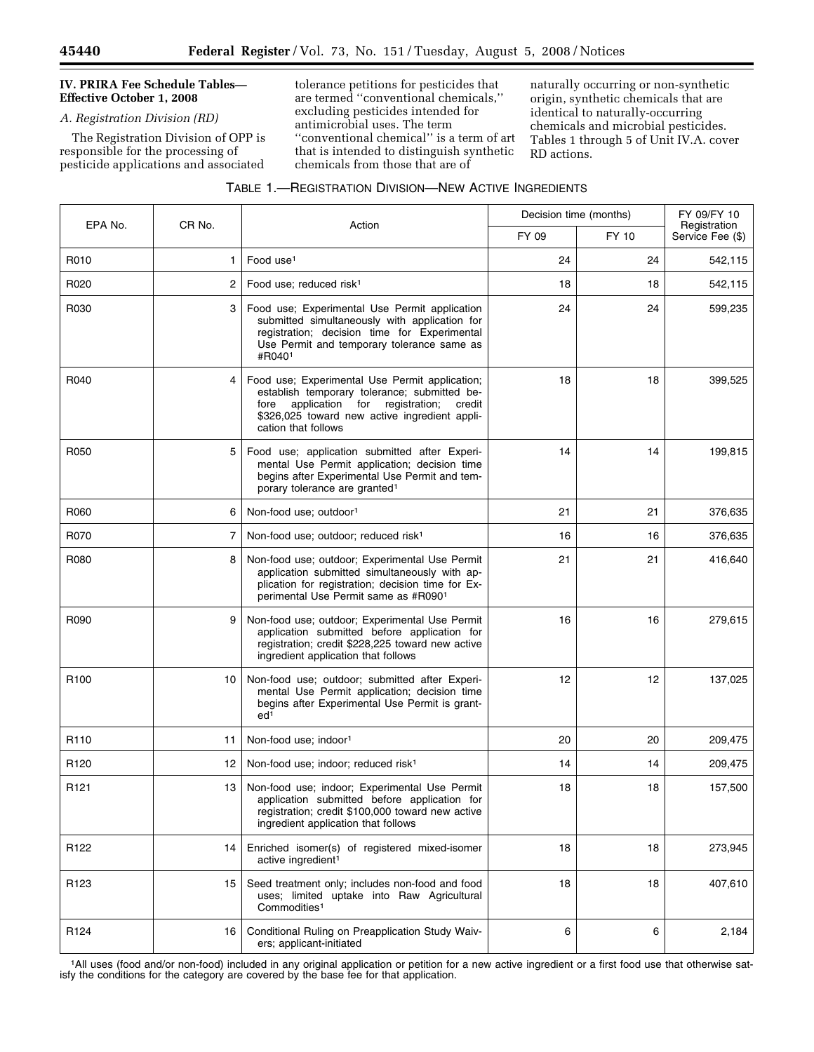### IV. PRIRA Fee Schedule Tables—Effective October 1, 2008

#### *A. Registration Division (RD)*

The Registration Division of OPP is responsible for the processing of pesticide applications and associated tolerance petitions for pesticides that are termed ''conventional chemicals,'' excluding pesticides intended for antimicrobial uses. The term ''conventional chemical'' is a term of art that is intended to distinguish synthetic chemicals from those that are of naturally occurring or non-synthetic origin, synthetic chemicals that are identical to naturally-occurring chemicals and microbial pesticides. Tables 1 through 5 of Unit IV.A. cover RD actions.

TABLE 1.—REGISTRATION DIVISION—NEW ACTIVE INGREDIENTS

| EPA No. | CR No. | Action | Decision time (months) | | FY 09/FY 10 Registration Service Fee ($) |
|---|---|---|---|---|---|
| | | | FY 09 | FY 10 | |
| R010 | 1 | Food use[1] | 24 | 24 | 542,115 |
| R020 | 2 | Food use; reduced risk[1] | 18 | 18 | 542,115 |
| R030 | 3 | Food use; Experimental Use Permit application submitted simultaneously with application for registration; decision time for Experimental Use Permit and temporary tolerance same as #R040[1] | 24 | 24 | 599,235 |
| R040 | 4 | Food use; Experimental Use Permit application; establish temporary tolerance; submitted before application for registration; credit $326,025 toward new active ingredient application that follows | 18 | 18 | 399,525 |
| R050 | 5 | Food use; application submitted after Experimental Use Permit application; decision time begins after Experimental Use Permit and temporary tolerance are granted[1] | 14 | 14 | 199,815 |
| R060 | 6 | Non-food use; outdoor[1] | 21 | 21 | 376,635 |
| R070 | 7 | Non-food use; outdoor; reduced risk[1] | 16 | 16 | 376,635 |
| R080 | 8 | Non-food use; outdoor; Experimental Use Permit application submitted simultaneously with application for registration; decision time for Experimental Use Permit same as #R090[1] | 21 | 21 | 416,640 |
| R090 | 9 | Non-food use; outdoor; Experimental Use Permit application submitted before application for registration; credit $228,225 toward new active ingredient application that follows | 16 | 16 | 279,615 |
| R100 | 10 | Non-food use; outdoor; submitted after Experimental Use Permit application; decision time begins after Experimental Use Permit is granted[1] | 12 | 12 | 137,025 |
| R110 | 11 | Non-food use; indoor[1] | 20 | 20 | 209,475 |
| R120 | 12 | Non-food use; indoor; reduced risk[1] | 14 | 14 | 209,475 |
| R121 | 13 | Non-food use; indoor; Experimental Use Permit application submitted before application for registration; credit $100,000 toward new active ingredient application that follows | 18 | 18 | 157,500 |
| R122 | 14 | Enriched isomer(s) of registered mixed-isomer active ingredient[1] | 18 | 18 | 273,945 |
| R123 | 15 | Seed treatment only; includes non-food and food uses; limited uptake into Raw Agricultural Commodities[1] | 18 | 18 | 407,610 |
| R124 | 16 | Conditional Ruling on Preapplication Study Waivers; applicant-initiated | 6 | 6 | 2,184 |

[1]All uses (food and/or non-food) included in any original application or petition for a new active ingredient or a first food use that otherwise satisfy the conditions for the category are covered by the base fee for that application.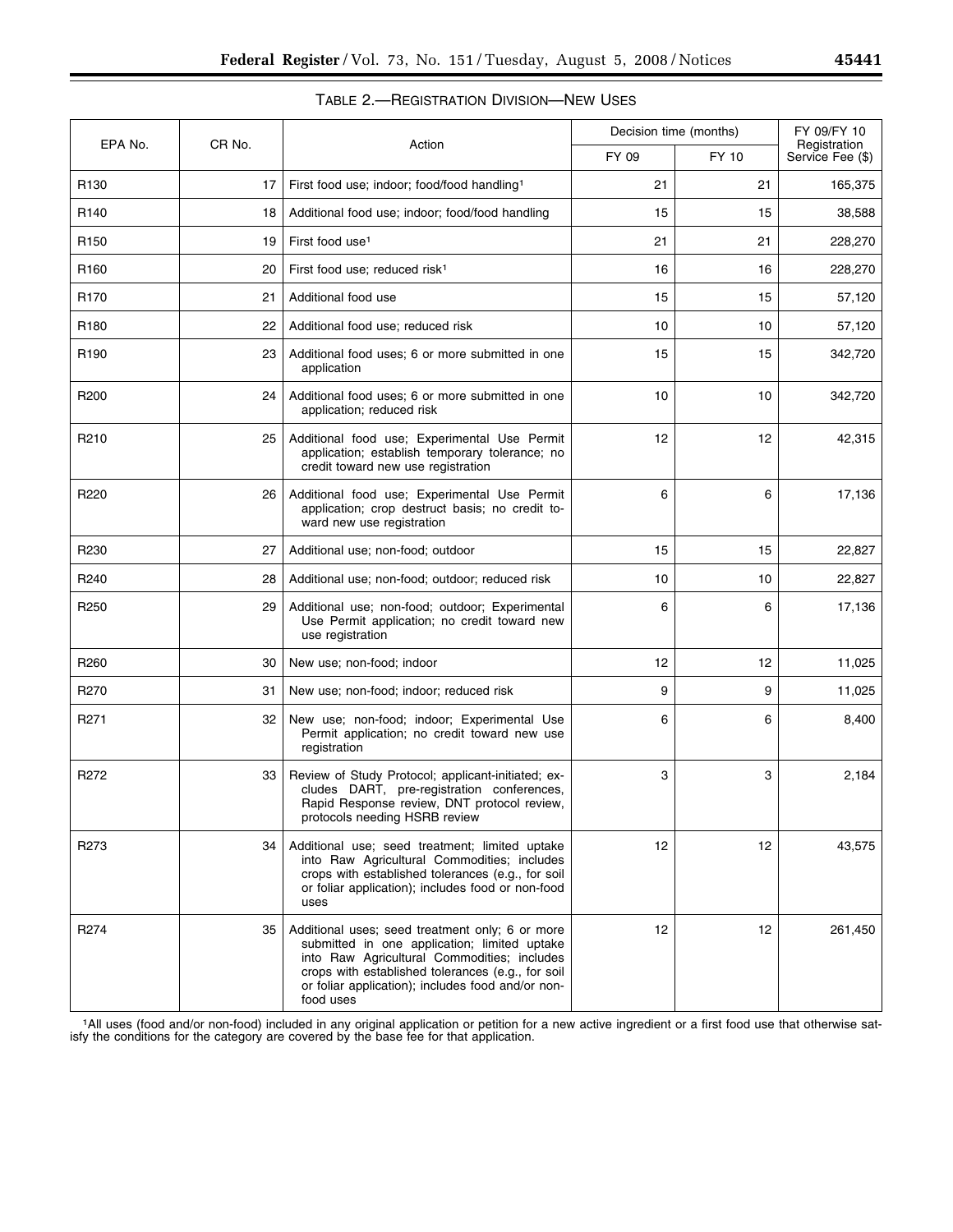TABLE 2.—REGISTRATION DIVISION—NEW USES

| EPA No. | CR No. | Action | Decision time (months) | | FY 09/FY 10 Registration Service Fee ($) |
|---|---|---|---|---|---|
| | | | FY 09 | FY 10 | |
| R130 | 17 | First food use; indoor; food/food handling[1] | 21 | 21 | 165,375 |
| R140 | 18 | Additional food use; indoor; food/food handling | 15 | 15 | 38,588 |
| R150 | 19 | First food use[1] | 21 | 21 | 228,270 |
| R160 | 20 | First food use; reduced risk[1] | 16 | 16 | 228,270 |
| R170 | 21 | Additional food use | 15 | 15 | 57,120 |
| R180 | 22 | Additional food use; reduced risk | 10 | 10 | 57,120 |
| R190 | 23 | Additional food uses; 6 or more submitted in one application | 15 | 15 | 342,720 |
| R200 | 24 | Additional food uses; 6 or more submitted in one application; reduced risk | 10 | 10 | 342,720 |
| R210 | 25 | Additional food use; Experimental Use Permit application; establish temporary tolerance; no credit toward new use registration | 12 | 12 | 42,315 |
| R220 | 26 | Additional food use; Experimental Use Permit application; crop destruct basis; no credit toward new use registration | 6 | 6 | 17,136 |
| R230 | 27 | Additional use; non-food; outdoor | 15 | 15 | 22,827 |
| R240 | 28 | Additional use; non-food; outdoor; reduced risk | 10 | 10 | 22,827 |
| R250 | 29 | Additional use; non-food; outdoor; Experimental Use Permit application; no credit toward new use registration | 6 | 6 | 17,136 |
| R260 | 30 | New use; non-food; indoor | 12 | 12 | 11,025 |
| R270 | 31 | New use; non-food; indoor; reduced risk | 9 | 9 | 11,025 |
| R271 | 32 | New use; non-food; indoor; Experimental Use Permit application; no credit toward new use registration | 6 | 6 | 8,400 |
| R272 | 33 | Review of Study Protocol; applicant-initiated; excludes DART, pre-registration conferences, Rapid Response review, DNT protocol review, protocols needing HSRB review | 3 | 3 | 2,184 |
| R273 | 34 | Additional use; seed treatment; limited uptake into Raw Agricultural Commodities; includes crops with established tolerances (e.g., for soil or foliar application); includes food or non-food uses | 12 | 12 | 43,575 |
| R274 | 35 | Additional uses; seed treatment only; 6 or more submitted in one application; limited uptake into Raw Agricultural Commodities; includes crops with established tolerances (e.g., for soil or foliar application); includes food and/or non-food uses | 12 | 12 | 261,450 |

[1]All uses (food and/or non-food) included in any original application or petition for a new active ingredient or a first food use that otherwise satisfy the conditions for the category are covered by the base fee for that application.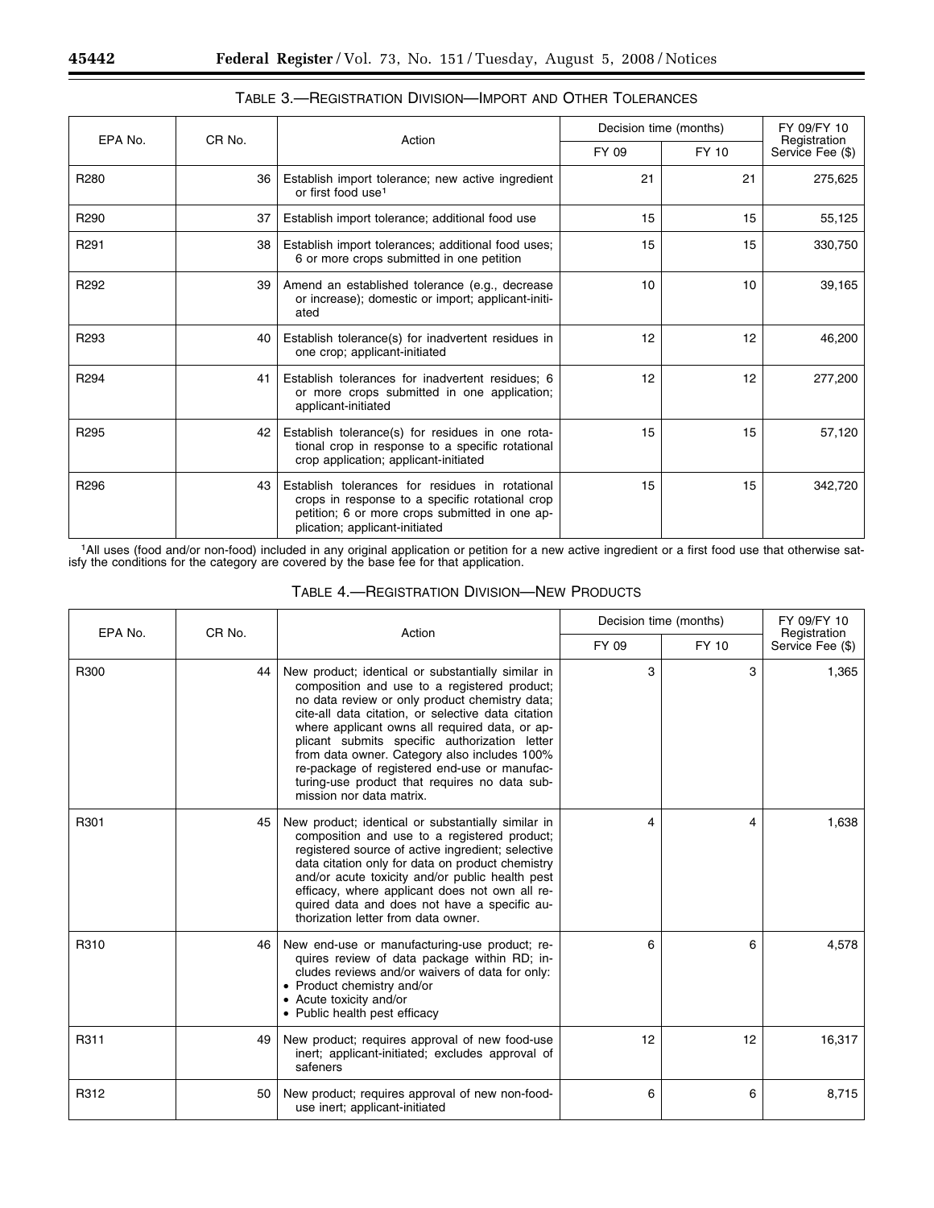TABLE 3.—REGISTRATION DIVISION—IMPORT AND OTHER TOLERANCES

| EPA No. | CR No. | Action | Decision time (months) | | FY 09/FY 10 Registration Service Fee ($) |
|---|---|---|---|---|---|
| | | | FY 09 | FY 10 | |
| R280 | 36 | Establish import tolerance; new active ingredient or first food use[1] | 21 | 21 | 275,625 |
| R290 | 37 | Establish import tolerance; additional food use | 15 | 15 | 55,125 |
| R291 | 38 | Establish import tolerances; additional food uses; 6 or more crops submitted in one petition | 15 | 15 | 330,750 |
| R292 | 39 | Amend an established tolerance (e.g., decrease or increase); domestic or import; applicant-initiated | 10 | 10 | 39,165 |
| R293 | 40 | Establish tolerance(s) for inadvertent residues in one crop; applicant-initiated | 12 | 12 | 46,200 |
| R294 | 41 | Establish tolerances for inadvertent residues; 6 or more crops submitted in one application; applicant-initiated | 12 | 12 | 277,200 |
| R295 | 42 | Establish tolerance(s) for residues in one rotational crop in response to a specific rotational crop application; applicant-initiated | 15 | 15 | 57,120 |
| R296 | 43 | Establish tolerances for residues in rotational crops in response to a specific rotational crop petition; 6 or more crops submitted in one application; applicant-initiated | 15 | 15 | 342,720 |

[1]All uses (food and/or non-food) included in any original application or petition for a new active ingredient or a first food use that otherwise satisfy the conditions for the category are covered by the base fee for that application.

TABLE 4.—REGISTRATION DIVISION—NEW PRODUCTS

| EPA No. | CR No. | Action | Decision time (months) | | FY 09/FY 10 Registration Service Fee ($) |
|---|---|---|---|---|---|
| | | | FY 09 | FY 10 | |
| R300 | 44 | New product; identical or substantially similar in composition and use to a registered product; no data review or only product chemistry data; cite-all data citation, or selective data citation where applicant owns all required data, or applicant submits specific authorization letter from data owner. Category also includes 100% re-package of registered end-use or manufacturing-use product that requires no data submission nor data matrix. | 3 | 3 | 1,365 |
| R301 | 45 | New product; identical or substantially similar in composition and use to a registered product; registered source of active ingredient; selective data citation only for data on product chemistry and/or acute toxicity and/or public health pest efficacy, where applicant does not own all required data and does not have a specific authorization letter from data owner. | 4 | 4 | 1,638 |
| R310 | 46 | New end-use or manufacturing-use product; requires review of data package within RD; includes reviews and/or waivers of data for only: • Product chemistry and/or • Acute toxicity and/or • Public health pest efficacy | 6 | 6 | 4,578 |
| R311 | 49 | New product; requires approval of new food-use inert; applicant-initiated; excludes approval of safeners | 12 | 12 | 16,317 |
| R312 | 50 | New product; requires approval of new non-food-use inert; applicant-initiated | 6 | 6 | 8,715 |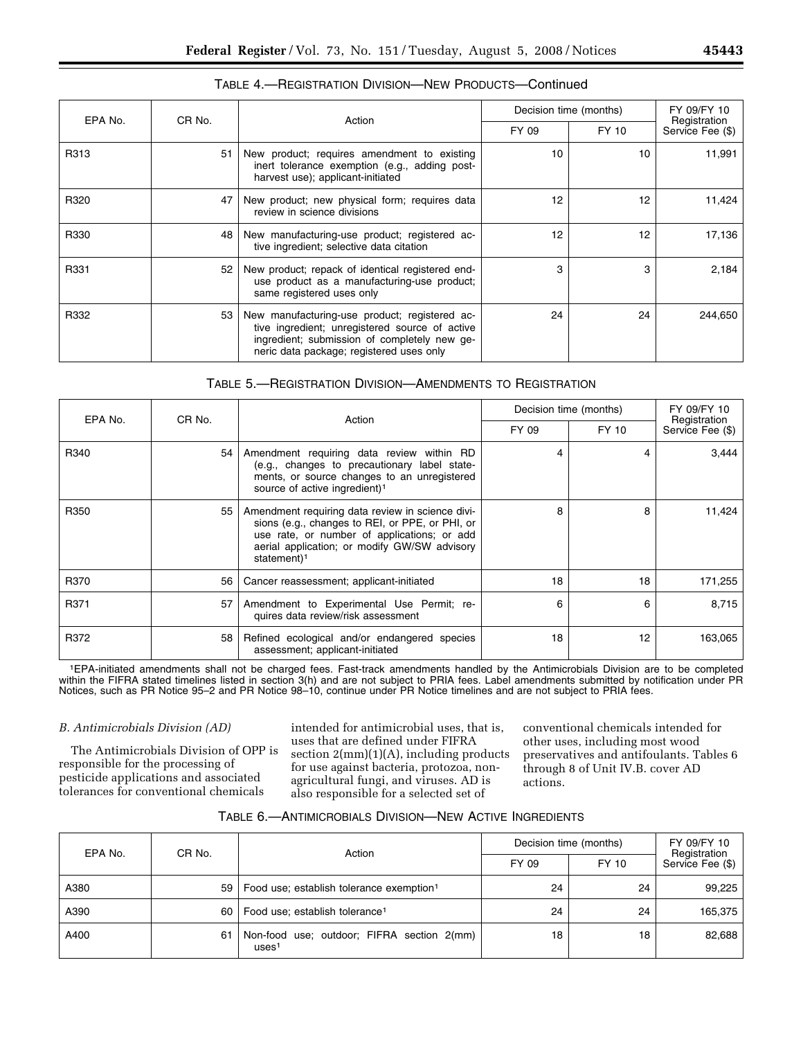TABLE 4.—REGISTRATION DIVISION—NEW PRODUCTS—Continued

| EPA No. | CR No. | Action | Decision time (months) | | FY 09/FY 10 Registration Service Fee ($) |
|---|---|---|---|---|---|
| | | | FY 09 | FY 10 | |
| R313 | 51 | New product; requires amendment to existing inert tolerance exemption (e.g., adding post-harvest use); applicant-initiated | 10 | 10 | 11,991 |
| R320 | 47 | New product; new physical form; requires data review in science divisions | 12 | 12 | 11,424 |
| R330 | 48 | New manufacturing-use product; registered active ingredient; selective data citation | 12 | 12 | 17,136 |
| R331 | 52 | New product; repack of identical registered end-use product as a manufacturing-use product; same registered uses only | 3 | 3 | 2,184 |
| R332 | 53 | New manufacturing-use product; registered active ingredient; unregistered source of active ingredient; submission of completely new generic data package; registered uses only | 24 | 24 | 244,650 |

TABLE 5.—REGISTRATION DIVISION—AMENDMENTS TO REGISTRATION

| EPA No. | CR No. | Action | Decision time (months) | | FY 09/FY 10 Registration Service Fee ($) |
|---|---|---|---|---|---|
| | | | FY 09 | FY 10 | |
| R340 | 54 | Amendment requiring data review within RD (e.g., changes to precautionary label statements, or source changes to an unregistered source of active ingredient)[1] | 4 | 4 | 3,444 |
| R350 | 55 | Amendment requiring data review in science divisions (e.g., changes to REI, or PPE, or PHI, or use rate, or number of applications; or add aerial application; or modify GW/SW advisory statement)[1] | 8 | 8 | 11,424 |
| R370 | 56 | Cancer reassessment; applicant-initiated | 18 | 18 | 171,255 |
| R371 | 57 | Amendment to Experimental Use Permit; requires data review/risk assessment | 6 | 6 | 8,715 |
| R372 | 58 | Refined ecological and/or endangered species assessment; applicant-initiated | 18 | 12 | 163,065 |

[1]EPA-initiated amendments shall not be charged fees. Fast-track amendments handled by the Antimicrobials Division are to be completed within the FIFRA stated timelines listed in section 3(h) and are not subject to PRIA fees. Label amendments submitted by notification under PR Notices, such as PR Notice 95–2 and PR Notice 98–10, continue under PR Notice timelines and are not subject to PRIA fees.

*B. Antimicrobials Division (AD)*

The Antimicrobials Division of OPP is responsible for the processing of pesticide applications and associated tolerances for conventional chemicals intended for antimicrobial uses, that is, uses that are defined under FIFRA section 2(mm)(1)(A), including products for use against bacteria, protozoa, non-agricultural fungi, and viruses. AD is also responsible for a selected set of conventional chemicals intended for other uses, including most wood preservatives and antifoulants. Tables 6 through 8 of Unit IV.B. cover AD actions.

TABLE 6.—ANTIMICROBIALS DIVISION—NEW ACTIVE INGREDIENTS

| EPA No. | CR No. | Action | Decision time (months) | | FY 09/FY 10 Registration Service Fee ($) |
|---|---|---|---|---|---|
| | | | FY 09 | FY 10 | |
| A380 | 59 | Food use; establish tolerance exemption[1] | 24 | 24 | 99,225 |
| A390 | 60 | Food use; establish tolerance[1] | 24 | 24 | 165,375 |
| A400 | 61 | Non-food use; outdoor; FIFRA section 2(mm) uses[1] | 18 | 18 | 82,688 |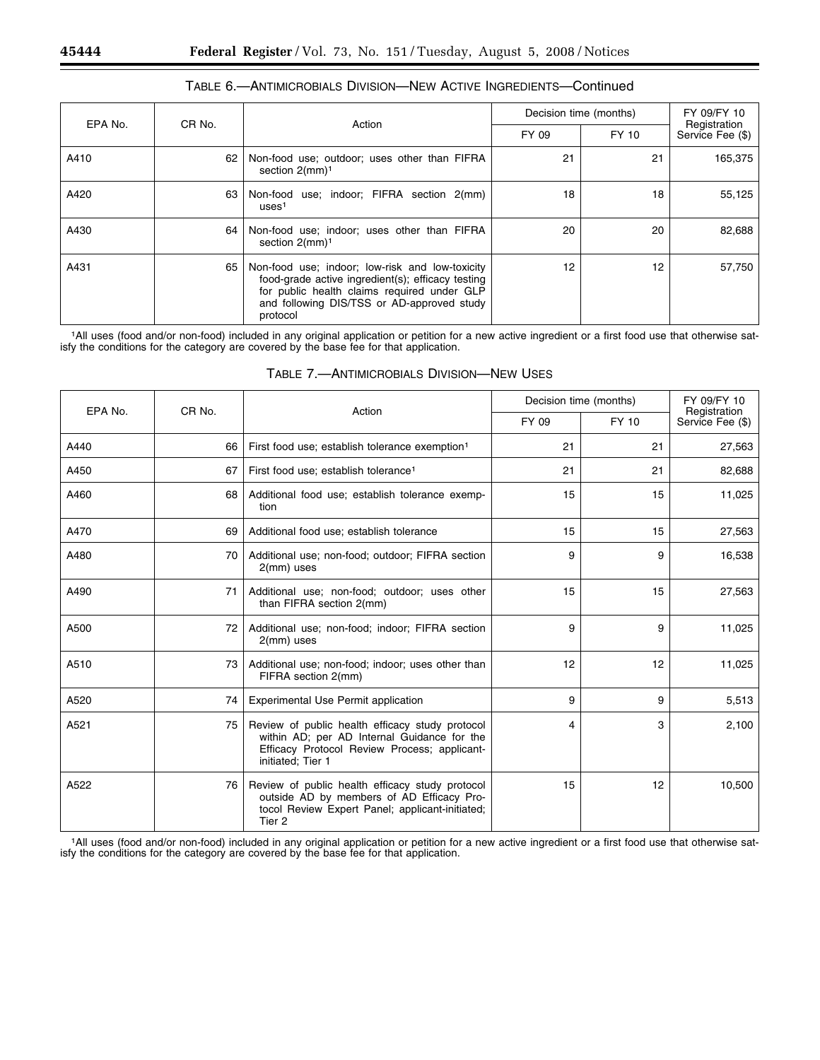TABLE 6.—ANTIMICROBIALS DIVISION—NEW ACTIVE INGREDIENTS—Continued

| EPA No. | CR No. | Action | Decision time (months) | | FY 09/FY 10 Registration Service Fee ($) |
|---|---|---|---|---|---|
| | | | FY 09 | FY 10 | |
| A410 | 62 | Non-food use; outdoor; uses other than FIFRA section 2(mm)[1] | 21 | 21 | 165,375 |
| A420 | 63 | Non-food use; indoor; FIFRA section 2(mm) uses[1] | 18 | 18 | 55,125 |
| A430 | 64 | Non-food use; indoor; uses other than FIFRA section 2(mm)[1] | 20 | 20 | 82,688 |
| A431 | 65 | Non-food use; indoor; low-risk and low-toxicity food-grade active ingredient(s); efficacy testing for public health claims required under GLP and following DIS/TSS or AD-approved study protocol | 12 | 12 | 57,750 |

[1]All uses (food and/or non-food) included in any original application or petition for a new active ingredient or a first food use that otherwise satisfy the conditions for the category are covered by the base fee for that application.

TABLE 7.—ANTIMICROBIALS DIVISION—NEW USES

| EPA No. | CR No. | Action | Decision time (months) | | FY 09/FY 10 Registration Service Fee ($) |
|---|---|---|---|---|---|
| | | | FY 09 | FY 10 | |
| A440 | 66 | First food use; establish tolerance exemption[1] | 21 | 21 | 27,563 |
| A450 | 67 | First food use; establish tolerance[1] | 21 | 21 | 82,688 |
| A460 | 68 | Additional food use; establish tolerance exemption | 15 | 15 | 11,025 |
| A470 | 69 | Additional food use; establish tolerance | 15 | 15 | 27,563 |
| A480 | 70 | Additional use; non-food; outdoor; FIFRA section 2(mm) uses | 9 | 9 | 16,538 |
| A490 | 71 | Additional use; non-food; outdoor; uses other than FIFRA section 2(mm) | 15 | 15 | 27,563 |
| A500 | 72 | Additional use; non-food; indoor; FIFRA section 2(mm) uses | 9 | 9 | 11,025 |
| A510 | 73 | Additional use; non-food; indoor; uses other than FIFRA section 2(mm) | 12 | 12 | 11,025 |
| A520 | 74 | Experimental Use Permit application | 9 | 9 | 5,513 |
| A521 | 75 | Review of public health efficacy study protocol within AD; per AD Internal Guidance for the Efficacy Protocol Review Process; applicant-initiated; Tier 1 | 4 | 3 | 2,100 |
| A522 | 76 | Review of public health efficacy study protocol outside AD by members of AD Efficacy Protocol Review Expert Panel; applicant-initiated; Tier 2 | 15 | 12 | 10,500 |

[1]All uses (food and/or non-food) included in any original application or petition for a new active ingredient or a first food use that otherwise satisfy the conditions for the category are covered by the base fee for that application.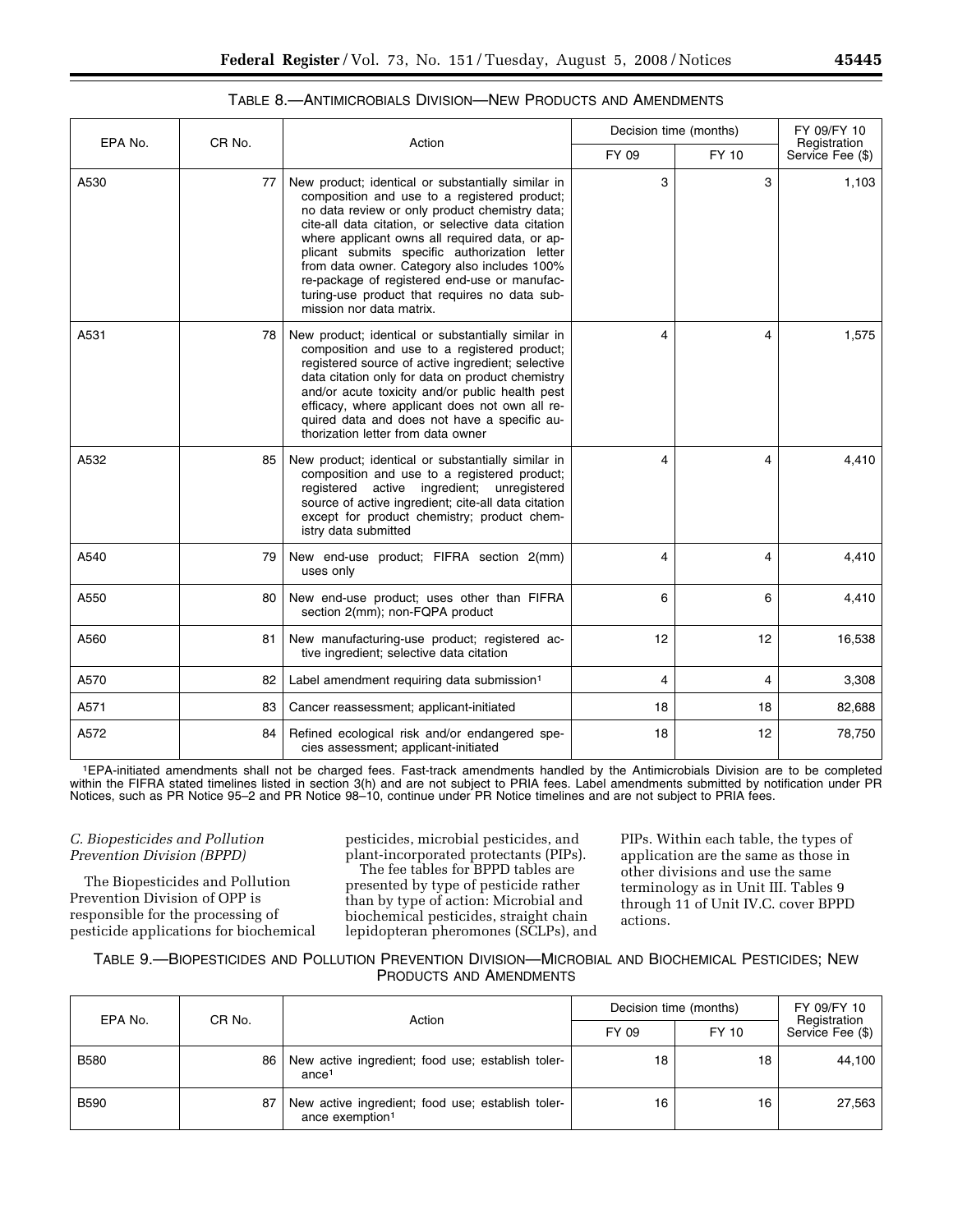TABLE 8.—ANTIMICROBIALS DIVISION—NEW PRODUCTS AND AMENDMENTS

| EPA No. | CR No. | Action | Decision time (months) | | FY 09/FY 10 Registration Service Fee ($) |
|---|---|---|---|---|---|
| | | | FY 09 | FY 10 | |
| A530 | 77 | New product; identical or substantially similar in composition and use to a registered product; no data review or only product chemistry data; cite-all data citation, or selective data citation where applicant owns all required data, or applicant submits specific authorization letter from data owner. Category also includes 100% re-package of registered end-use or manufacturing-use product that requires no data submission nor data matrix. | 3 | 3 | 1,103 |
| A531 | 78 | New product; identical or substantially similar in composition and use to a registered product; registered source of active ingredient; selective data citation only for data on product chemistry and/or acute toxicity and/or public health pest efficacy, where applicant does not own all required data and does not have a specific authorization letter from data owner | 4 | 4 | 1,575 |
| A532 | 85 | New product; identical or substantially similar in composition and use to a registered product; registered active ingredient; unregistered source of active ingredient; cite-all data citation except for product chemistry; product chemistry data submitted | 4 | 4 | 4,410 |
| A540 | 79 | New end-use product; FIFRA section 2(mm) uses only | 4 | 4 | 4,410 |
| A550 | 80 | New end-use product; uses other than FIFRA section 2(mm); non-FQPA product | 6 | 6 | 4,410 |
| A560 | 81 | New manufacturing-use product; registered active ingredient; selective data citation | 12 | 12 | 16,538 |
| A570 | 82 | Label amendment requiring data submission[1] | 4 | 4 | 3,308 |
| A571 | 83 | Cancer reassessment; applicant-initiated | 18 | 18 | 82,688 |
| A572 | 84 | Refined ecological risk and/or endangered species assessment; applicant-initiated | 18 | 12 | 78,750 |

[1]EPA-initiated amendments shall not be charged fees. Fast-track amendments handled by the Antimicrobials Division are to be completed within the FIFRA stated timelines listed in section 3(h) and are not subject to PRIA fees. Label amendments submitted by notification under PR Notices, such as PR Notice 95–2 and PR Notice 98–10, continue under PR Notice timelines and are not subject to PRIA fees.

*C. Biopesticides and Pollution Prevention Division (BPPD)*

The Biopesticides and Pollution Prevention Division of OPP is responsible for the processing of pesticide applications for biochemical pesticides, microbial pesticides, and plant-incorporated protectants (PIPs).

The fee tables for BPPD tables are presented by type of pesticide rather than by type of action: Microbial and biochemical pesticides, straight chain lepidopteran pheromones (SCLPs), and PIPs. Within each table, the types of application are the same as those in other divisions and use the same terminology as in Unit III. Tables 9 through 11 of Unit IV.C. cover BPPD actions.

TABLE 9.—BIOPESTICIDES AND POLLUTION PREVENTION DIVISION—MICROBIAL AND BIOCHEMICAL PESTICIDES; NEW PRODUCTS AND AMENDMENTS

| EPA No. | CR No. | Action | Decision time (months) | | FY 09/FY 10 Registration Service Fee ($) |
|---|---|---|---|---|---|
| | | | FY 09 | FY 10 | |
| B580 | 86 | New active ingredient; food use; establish tolerance[1] | 18 | 18 | 44,100 |
| B590 | 87 | New active ingredient; food use; establish tolerance exemption[1] | 16 | 16 | 27,563 |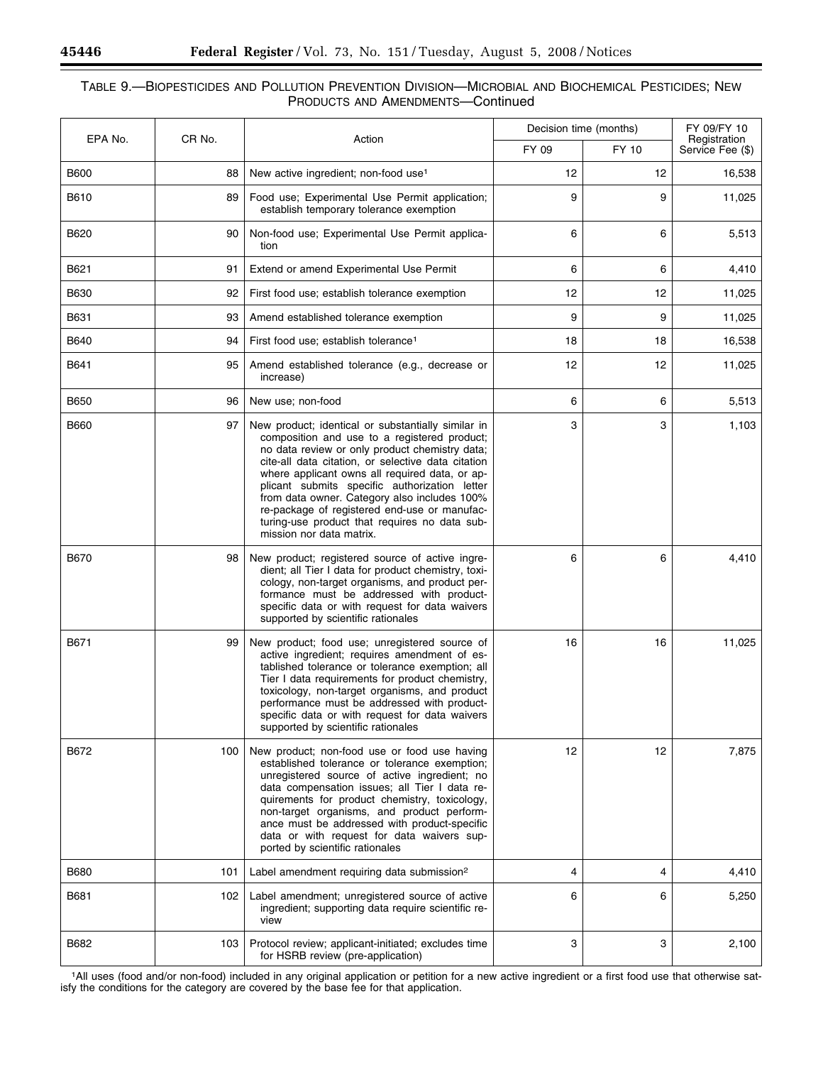TABLE 9.—BIOPESTICIDES AND POLLUTION PREVENTION DIVISION—MICROBIAL AND BIOCHEMICAL PESTICIDES; NEW PRODUCTS AND AMENDMENTS—Continued

| EPA No. | CR No. | Action | Decision time (months) | | FY 09/FY 10 Registration Service Fee ($) |
|---|---|---|---|---|---|
| | | | FY 09 | FY 10 | |
| B600 | 88 | New active ingredient; non-food use[1] | 12 | 12 | 16,538 |
| B610 | 89 | Food use; Experimental Use Permit application; establish temporary tolerance exemption | 9 | 9 | 11,025 |
| B620 | 90 | Non-food use; Experimental Use Permit application | 6 | 6 | 5,513 |
| B621 | 91 | Extend or amend Experimental Use Permit | 6 | 6 | 4,410 |
| B630 | 92 | First food use; establish tolerance exemption | 12 | 12 | 11,025 |
| B631 | 93 | Amend established tolerance exemption | 9 | 9 | 11,025 |
| B640 | 94 | First food use; establish tolerance[1] | 18 | 18 | 16,538 |
| B641 | 95 | Amend established tolerance (e.g., decrease or increase) | 12 | 12 | 11,025 |
| B650 | 96 | New use; non-food | 6 | 6 | 5,513 |
| B660 | 97 | New product; identical or substantially similar in composition and use to a registered product; no data review or only product chemistry data; cite-all data citation, or selective data citation where applicant owns all required data, or applicant submits specific authorization letter from data owner. Category also includes 100% re-package of registered end-use or manufacturing-use product that requires no data submission nor data matrix. | 3 | 3 | 1,103 |
| B670 | 98 | New product; registered source of active ingredient; all Tier I data for product chemistry, toxicology, non-target organisms, and product performance must be addressed with product-specific data or with request for data waivers supported by scientific rationales | 6 | 6 | 4,410 |
| B671 | 99 | New product; food use; unregistered source of active ingredient; requires amendment of established tolerance or tolerance exemption; all Tier I data requirements for product chemistry, toxicology, non-target organisms, and product performance must be addressed with product-specific data or with request for data waivers supported by scientific rationales | 16 | 16 | 11,025 |
| B672 | 100 | New product; non-food use or food use having established tolerance or tolerance exemption; unregistered source of active ingredient; no data compensation issues; all Tier I data requirements for product chemistry, toxicology, non-target organisms, and product performance must be addressed with product-specific data or with request for data waivers supported by scientific rationales | 12 | 12 | 7,875 |
| B680 | 101 | Label amendment requiring data submission[2] | 4 | 4 | 4,410 |
| B681 | 102 | Label amendment; unregistered source of active ingredient; supporting data require scientific review | 6 | 6 | 5,250 |
| B682 | 103 | Protocol review; applicant-initiated; excludes time for HSRB review (pre-application) | 3 | 3 | 2,100 |

[1]All uses (food and/or non-food) included in any original application or petition for a new active ingredient or a first food use that otherwise satisfy the conditions for the category are covered by the base fee for that application.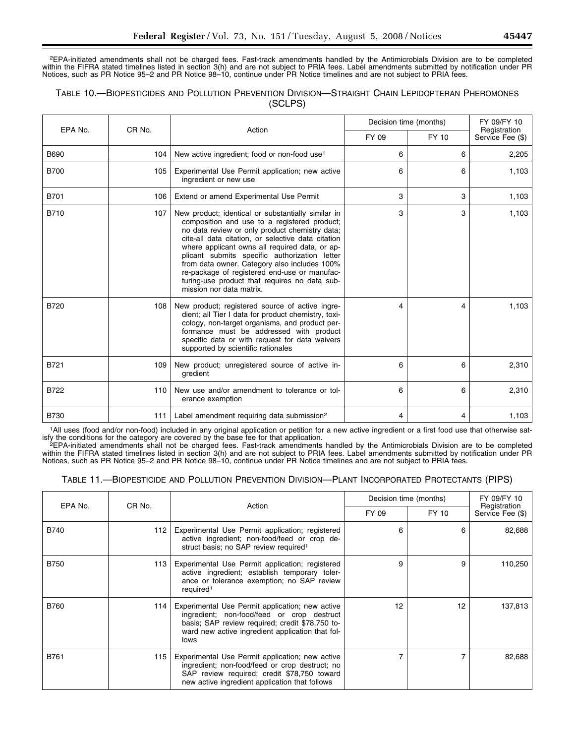²EPA-initiated amendments shall not be charged fees. Fast-track amendments handled by the Antimicrobials Division are to be completed within the FIFRA stated timelines listed in section 3(h) and are not subject to PRIA fees. Label amendments submitted by notification under PR Notices, such as PR Notice 95–2 and PR Notice 98–10, continue under PR Notice timelines and are not subject to PRIA fees.

TABLE 10.—BIOPESTICIDES AND POLLUTION PREVENTION DIVISION—STRAIGHT CHAIN LEPIDOPTERAN PHEROMONES (SCLPS)

| EPA No. | CR No. | Action | Decision time (months) | | FY 09/FY 10 Registration Service Fee ($) |
|---|---|---|---|---|---|
| | | | FY 09 | FY 10 | |
| B690 | 104 | New active ingredient; food or non-food use¹ | 6 | 6 | 2,205 |
| B700 | 105 | Experimental Use Permit application; new active ingredient or new use | 6 | 6 | 1,103 |
| B701 | 106 | Extend or amend Experimental Use Permit | 3 | 3 | 1,103 |
| B710 | 107 | New product; identical or substantially similar in composition and use to a registered product; no data review or only product chemistry data; cite-all data citation, or selective data citation where applicant owns all required data, or applicant submits specific authorization letter from data owner. Category also includes 100% re-package of registered end-use or manufacturing-use product that requires no data submission nor data matrix. | 3 | 3 | 1,103 |
| B720 | 108 | New product; registered source of active ingredient; all Tier I data for product chemistry, toxicology, non-target organisms, and product performance must be addressed with product specific data or with request for data waivers supported by scientific rationales | 4 | 4 | 1,103 |
| B721 | 109 | New product; unregistered source of active ingredient | 6 | 6 | 2,310 |
| B722 | 110 | New use and/or amendment to tolerance or tolerance exemption | 6 | 6 | 2,310 |
| B730 | 111 | Label amendment requiring data submission² | 4 | 4 | 1,103 |

¹All uses (food and/or non-food) included in any original application or petition for a new active ingredient or a first food use that otherwise satisfy the conditions for the category are covered by the base fee for that application.

²EPA-initiated amendments shall not be charged fees. Fast-track amendments handled by the Antimicrobials Division are to be completed within the FIFRA stated timelines listed in section 3(h) and are not subject to PRIA fees. Label amendments submitted by notification under PR Notices, such as PR Notice 95–2 and PR Notice 98–10, continue under PR Notice timelines and are not subject to PRIA fees.

TABLE 11.—BIOPESTICIDE AND POLLUTION PREVENTION DIVISION—PLANT INCORPORATED PROTECTANTS (PIPS)

| EPA No. | CR No. | Action | Decision time (months) | | FY 09/FY 10 Registration Service Fee ($) |
|---|---|---|---|---|---|
| | | | FY 09 | FY 10 | |
| B740 | 112 | Experimental Use Permit application; registered active ingredient; non-food/feed or crop destruct basis; no SAP review required¹ | 6 | 6 | 82,688 |
| B750 | 113 | Experimental Use Permit application; registered active ingredient; establish temporary tolerance or tolerance exemption; no SAP review required¹ | 9 | 9 | 110,250 |
| B760 | 114 | Experimental Use Permit application; new active ingredient; non-food/feed or crop destruct basis; SAP review required; credit $78,750 toward new active ingredient application that follows | 12 | 12 | 137,813 |
| B761 | 115 | Experimental Use Permit application; new active ingredient; non-food/feed or crop destruct; no SAP review required; credit $78,750 toward new active ingredient application that follows | 7 | 7 | 82,688 |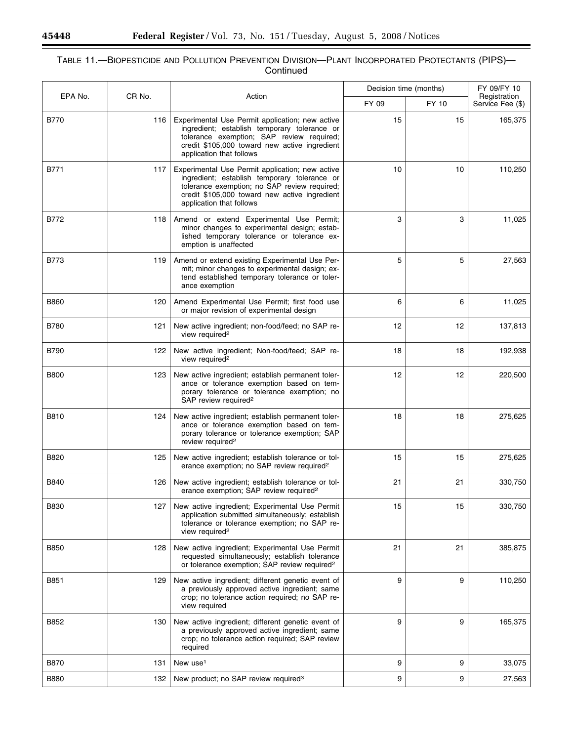TABLE 11.—BIOPESTICIDE AND POLLUTION PREVENTION DIVISION—PLANT INCORPORATED PROTECTANTS (PIPS)—Continued

| EPA No. | CR No. | Action | Decision time (months) | | FY 09/FY 10 Registration Service Fee ($) |
|---|---|---|---|---|---|
| | | | FY 09 | FY 10 | |
| B770 | 116 | Experimental Use Permit application; new active ingredient; establish temporary tolerance or tolerance exemption; SAP review required; credit $105,000 toward new active ingredient application that follows | 15 | 15 | 165,375 |
| B771 | 117 | Experimental Use Permit application; new active ingredient; establish temporary tolerance or tolerance exemption; no SAP review required; credit $105,000 toward new active ingredient application that follows | 10 | 10 | 110,250 |
| B772 | 118 | Amend or extend Experimental Use Permit; minor changes to experimental design; established temporary tolerance or tolerance exemption is unaffected | 3 | 3 | 11,025 |
| B773 | 119 | Amend or extend existing Experimental Use Permit; minor changes to experimental design; extend established temporary tolerance or tolerance exemption | 5 | 5 | 27,563 |
| B860 | 120 | Amend Experimental Use Permit; first food use or major revision of experimental design | 6 | 6 | 11,025 |
| B780 | 121 | New active ingredient; non-food/feed; no SAP review required[2] | 12 | 12 | 137,813 |
| B790 | 122 | New active ingredient; Non-food/feed; SAP review required[2] | 18 | 18 | 192,938 |
| B800 | 123 | New active ingredient; establish permanent tolerance or tolerance exemption based on temporary tolerance or tolerance exemption; no SAP review required[2] | 12 | 12 | 220,500 |
| B810 | 124 | New active ingredient; establish permanent tolerance or tolerance exemption based on temporary tolerance or tolerance exemption; SAP review required[2] | 18 | 18 | 275,625 |
| B820 | 125 | New active ingredient; establish tolerance or tolerance exemption; no SAP review required[2] | 15 | 15 | 275,625 |
| B840 | 126 | New active ingredient; establish tolerance or tolerance exemption; SAP review required[2] | 21 | 21 | 330,750 |
| B830 | 127 | New active ingredient; Experimental Use Permit application submitted simultaneously; establish tolerance or tolerance exemption; no SAP review required[2] | 15 | 15 | 330,750 |
| B850 | 128 | New active ingredient; Experimental Use Permit requested simultaneously; establish tolerance or tolerance exemption; SAP review required[2] | 21 | 21 | 385,875 |
| B851 | 129 | New active ingredient; different genetic event of a previously approved active ingredient; same crop; no tolerance action required; no SAP review required | 9 | 9 | 110,250 |
| B852 | 130 | New active ingredient; different genetic event of a previously approved active ingredient; same crop; no tolerance action required; SAP review required | 9 | 9 | 165,375 |
| B870 | 131 | New use[1] | 9 | 9 | 33,075 |
| B880 | 132 | New product; no SAP review required[3] | 9 | 9 | 27,563 |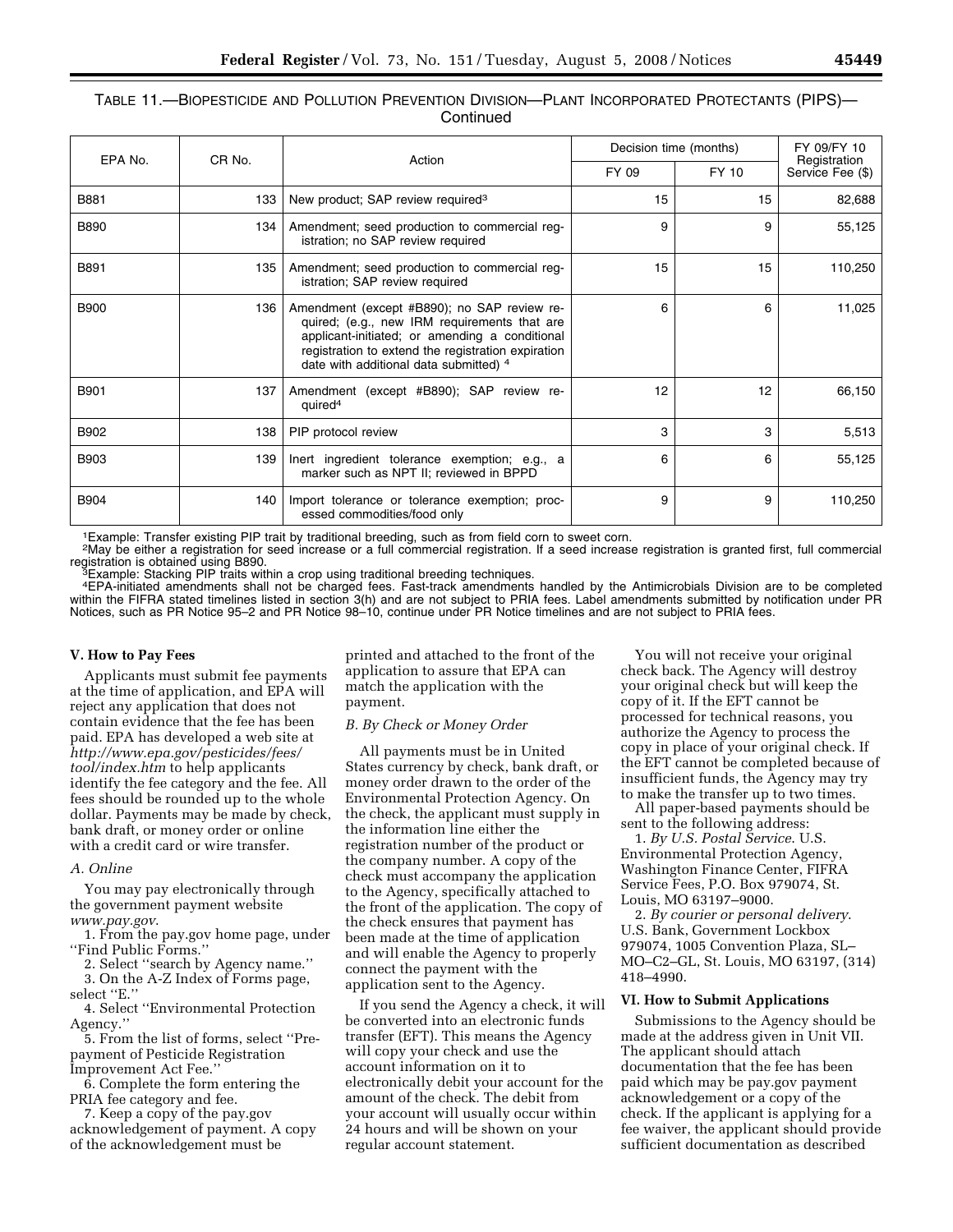TABLE 11.—BIOPESTICIDE AND POLLUTION PREVENTION DIVISION—PLANT INCORPORATED PROTECTANTS (PIPS)—Continued

| EPA No. | CR No. | Action | Decision time (months) | | FY 09/FY 10 Registration Service Fee ($) |
|---|---|---|---|---|---|
| | | | FY 09 | FY 10 | |
| B881 | 133 | New product; SAP review required[3] | 15 | 15 | 82,688 |
| B890 | 134 | Amendment; seed production to commercial registration; no SAP review required | 9 | 9 | 55,125 |
| B891 | 135 | Amendment; seed production to commercial registration; SAP review required | 15 | 15 | 110,250 |
| B900 | 136 | Amendment (except #B890); no SAP review required; (e.g., new IRM requirements that are applicant-initiated; or amending a conditional registration to extend the registration expiration date with additional data submitted) [4] | 6 | 6 | 11,025 |
| B901 | 137 | Amendment (except #B890); SAP review required[4] | 12 | 12 | 66,150 |
| B902 | 138 | PIP protocol review | 3 | 3 | 5,513 |
| B903 | 139 | Inert ingredient tolerance exemption; e.g., a marker such as NPT II; reviewed in BPPD | 6 | 6 | 55,125 |
| B904 | 140 | Import tolerance or tolerance exemption; processed commodities/food only | 9 | 9 | 110,250 |

[1]Example: Transfer existing PIP trait by traditional breeding, such as from field corn to sweet corn.
[2]May be either a registration for seed increase or a full commercial registration. If a seed increase registration is granted first, full commercial registration is obtained using B890.
[3]Example: Stacking PIP traits within a crop using traditional breeding techniques.
[4]EPA-initiated amendments shall not be charged fees. Fast-track amendments handled by the Antimicrobials Division are to be completed within the FIFRA stated timelines listed in section 3(h) and are not subject to PRIA fees. Label amendments submitted by notification under PR Notices, such as PR Notice 95–2 and PR Notice 98–10, continue under PR Notice timelines and are not subject to PRIA fees.

## V. How to Pay Fees

Applicants must submit fee payments at the time of application, and EPA will reject any application that does not contain evidence that the fee has been paid. EPA has developed a web site at *http://www.epa.gov/pesticides/fees/tool/index.htm* to help applicants identify the fee category and the fee. All fees should be rounded up to the whole dollar. Payments may be made by check, bank draft, or money order or online with a credit card or wire transfer.

### A. Online

You may pay electronically through the government payment website *www.pay.gov*.

1. From the pay.gov home page, under ''Find Public Forms.''
2. Select ''search by Agency name.''
3. On the A-Z Index of Forms page, select ''E.''
4. Select ''Environmental Protection Agency.''
5. From the list of forms, select ''Pre-payment of Pesticide Registration Improvement Act Fee.''
6. Complete the form entering the PRIA fee category and fee.
7. Keep a copy of the pay.gov acknowledgement of payment. A copy of the acknowledgement must be printed and attached to the front of the application to assure that EPA can match the application with the payment.

### B. By Check or Money Order

All payments must be in United States currency by check, bank draft, or money order drawn to the order of the Environmental Protection Agency. On the check, the applicant must supply in the information line either the registration number of the product or the company number. A copy of the check must accompany the application to the Agency, specifically attached to the front of the application. The copy of the check ensures that payment has been made at the time of application and will enable the Agency to properly connect the payment with the application sent to the Agency.

If you send the Agency a check, it will be converted into an electronic funds transfer (EFT). This means the Agency will copy your check and use the account information on it to electronically debit your account for the amount of the check. The debit from your account will usually occur within 24 hours and will be shown on your regular account statement.

You will not receive your original check back. The Agency will destroy your original check but will keep the copy of it. If the EFT cannot be processed for technical reasons, you authorize the Agency to process the copy in place of your original check. If the EFT cannot be completed because of insufficient funds, the Agency may try to make the transfer up to two times.

All paper-based payments should be sent to the following address:

1. *By U.S. Postal Service.* U.S. Environmental Protection Agency, Washington Finance Center, FIFRA Service Fees, P.O. Box 979074, St. Louis, MO 63197–9000.
2. *By courier or personal delivery.* U.S. Bank, Government Lockbox 979074, 1005 Convention Plaza, SL–MO–C2–GL, St. Louis, MO 63197, (314) 418–4990.

## VI. How to Submit Applications

Submissions to the Agency should be made at the address given in Unit VII. The applicant should attach documentation that the fee has been paid which may be pay.gov payment acknowledgement or a copy of the check. If the applicant is applying for a fee waiver, the applicant should provide sufficient documentation as described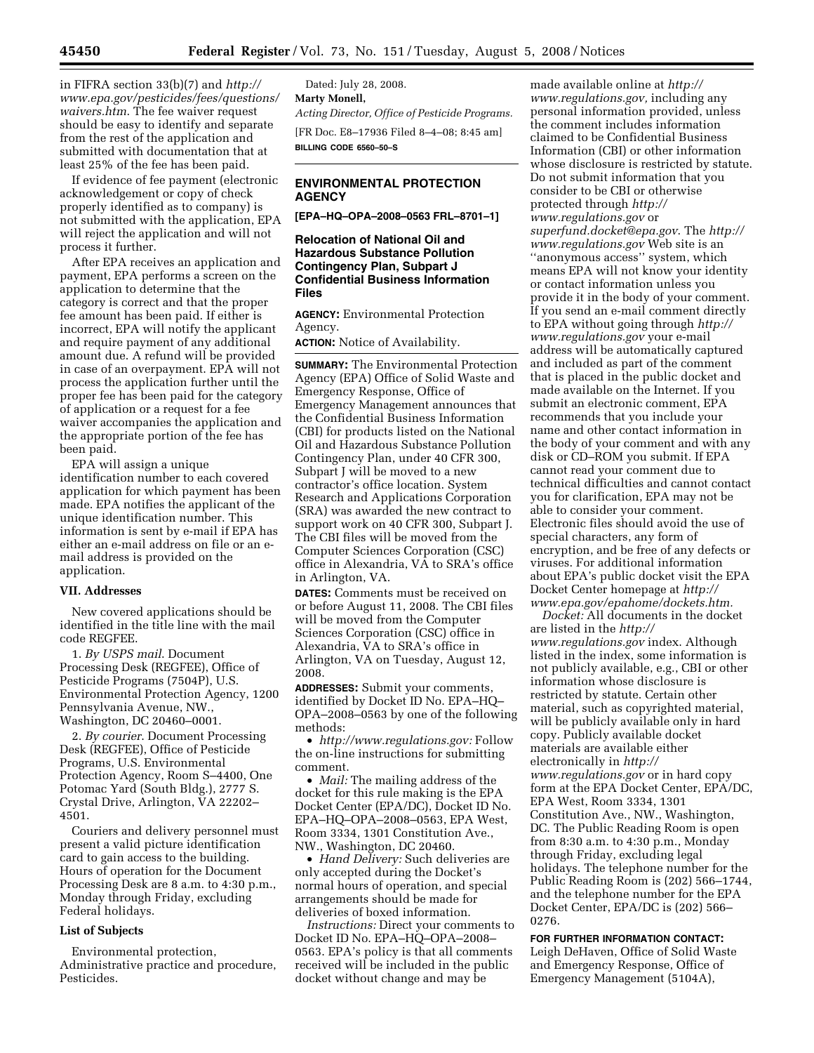in FIFRA section 33(b)(7) and *http://www.epa.gov/pesticides/fees/questions/waivers.htm*. The fee waiver request should be easy to identify and separate from the rest of the application and submitted with documentation that at least 25% of the fee has been paid.

If evidence of fee payment (electronic acknowledgement or copy of check properly identified as to company) is not submitted with the application, EPA will reject the application and will not process it further.

After EPA receives an application and payment, EPA performs a screen on the application to determine that the category is correct and that the proper fee amount has been paid. If either is incorrect, EPA will notify the applicant and require payment of any additional amount due. A refund will be provided in case of an overpayment. EPA will not process the application further until the proper fee has been paid for the category of application or a request for a fee waiver accompanies the application and the appropriate portion of the fee has been paid.

EPA will assign a unique identification number to each covered application for which payment has been made. EPA notifies the applicant of the unique identification number. This information is sent by e-mail if EPA has either an e-mail address on file or an e-mail address is provided on the application.

### VII. Addresses

New covered applications should be identified in the title line with the mail code REGFEE.

1. *By USPS mail*. Document Processing Desk (REGFEE), Office of Pesticide Programs (7504P), U.S. Environmental Protection Agency, 1200 Pennsylvania Avenue, NW., Washington, DC 20460–0001.

2. *By courier*. Document Processing Desk (REGFEE), Office of Pesticide Programs, U.S. Environmental Protection Agency, Room S–4400, One Potomac Yard (South Bldg.), 2777 S. Crystal Drive, Arlington, VA 22202–4501.

Couriers and delivery personnel must present a valid picture identification card to gain access to the building. Hours of operation for the Document Processing Desk are 8 a.m. to 4:30 p.m., Monday through Friday, excluding Federal holidays.

### List of Subjects

Environmental protection, Administrative practice and procedure, Pesticides.

Dated: July 28, 2008.

**Marty Monell,**

*Acting Director, Office of Pesticide Programs.*

[FR Doc. E8–17936 Filed 8–4–08; 8:45 am]

**BILLING CODE 6560–50–S**

---

## ENVIRONMENTAL PROTECTION AGENCY

**[EPA–HQ–OPA–2008–0563 FRL–8701–1]**

## Relocation of National Oil and Hazardous Substance Pollution Contingency Plan, Subpart J Confidential Business Information Files

**AGENCY:** Environmental Protection Agency.

**ACTION:** Notice of Availability.

**SUMMARY:** The Environmental Protection Agency (EPA) Office of Solid Waste and Emergency Response, Office of Emergency Management announces that the Confidential Business Information (CBI) for products listed on the National Oil and Hazardous Substance Pollution Contingency Plan, under 40 CFR 300, Subpart J will be moved to a new contractor's office location. System Research and Applications Corporation (SRA) was awarded the new contract to support work on 40 CFR 300, Subpart J. The CBI files will be moved from the Computer Sciences Corporation (CSC) office in Alexandria, VA to SRA's office in Arlington, VA.

**DATES:** Comments must be received on or before August 11, 2008. The CBI files will be moved from the Computer Sciences Corporation (CSC) office in Alexandria, VA to SRA's office in Arlington, VA on Tuesday, August 12, 2008.

**ADDRESSES:** Submit your comments, identified by Docket ID No. EPA–HQ–OPA–2008–0563 by one of the following methods:

- *http://www.regulations.gov:* Follow the on-line instructions for submitting comment.
- *Mail:* The mailing address of the docket for this rule making is the EPA Docket Center (EPA/DC), Docket ID No. EPA–HQ–OPA–2008–0563, EPA West, Room 3334, 1301 Constitution Ave., NW., Washington, DC 20460.
- *Hand Delivery:* Such deliveries are only accepted during the Docket's normal hours of operation, and special arrangements should be made for deliveries of boxed information.

*Instructions:* Direct your comments to Docket ID No. EPA–HQ–OPA–2008–0563. EPA's policy is that all comments received will be included in the public docket without change and may be made available online at *http://www.regulations.gov,* including any personal information provided, unless the comment includes information claimed to be Confidential Business Information (CBI) or other information whose disclosure is restricted by statute. Do not submit information that you consider to be CBI or otherwise protected through *http://www.regulations.gov* or *superfund.docket@epa.gov*. The *http://www.regulations.gov* Web site is an ''anonymous access'' system, which means EPA will not know your identity or contact information unless you provide it in the body of your comment. If you send an e-mail comment directly to EPA without going through *http://www.regulations.gov* your e-mail address will be automatically captured and included as part of the comment that is placed in the public docket and made available on the Internet. If you submit an electronic comment, EPA recommends that you include your name and other contact information in the body of your comment and with any disk or CD–ROM you submit. If EPA cannot read your comment due to technical difficulties and cannot contact you for clarification, EPA may not be able to consider your comment. Electronic files should avoid the use of special characters, any form of encryption, and be free of any defects or viruses. For additional information about EPA's public docket visit the EPA Docket Center homepage at *http://www.epa.gov/epahome/dockets.htm.*

*Docket:* All documents in the docket are listed in the *http://www.regulations.gov* index. Although listed in the index, some information is not publicly available, e.g., CBI or other information whose disclosure is restricted by statute. Certain other material, such as copyrighted material, will be publicly available only in hard copy. Publicly available docket materials are available either electronically in *http://www.regulations.gov* or in hard copy form at the EPA Docket Center, EPA/DC, EPA West, Room 3334, 1301 Constitution Ave., NW., Washington, DC. The Public Reading Room is open from 8:30 a.m. to 4:30 p.m., Monday through Friday, excluding legal holidays. The telephone number for the Public Reading Room is (202) 566–1744, and the telephone number for the EPA Docket Center, EPA/DC is (202) 566–0276.

**FOR FURTHER INFORMATION CONTACT:** Leigh DeHaven, Office of Solid Waste and Emergency Response, Office of Emergency Management (5104A),